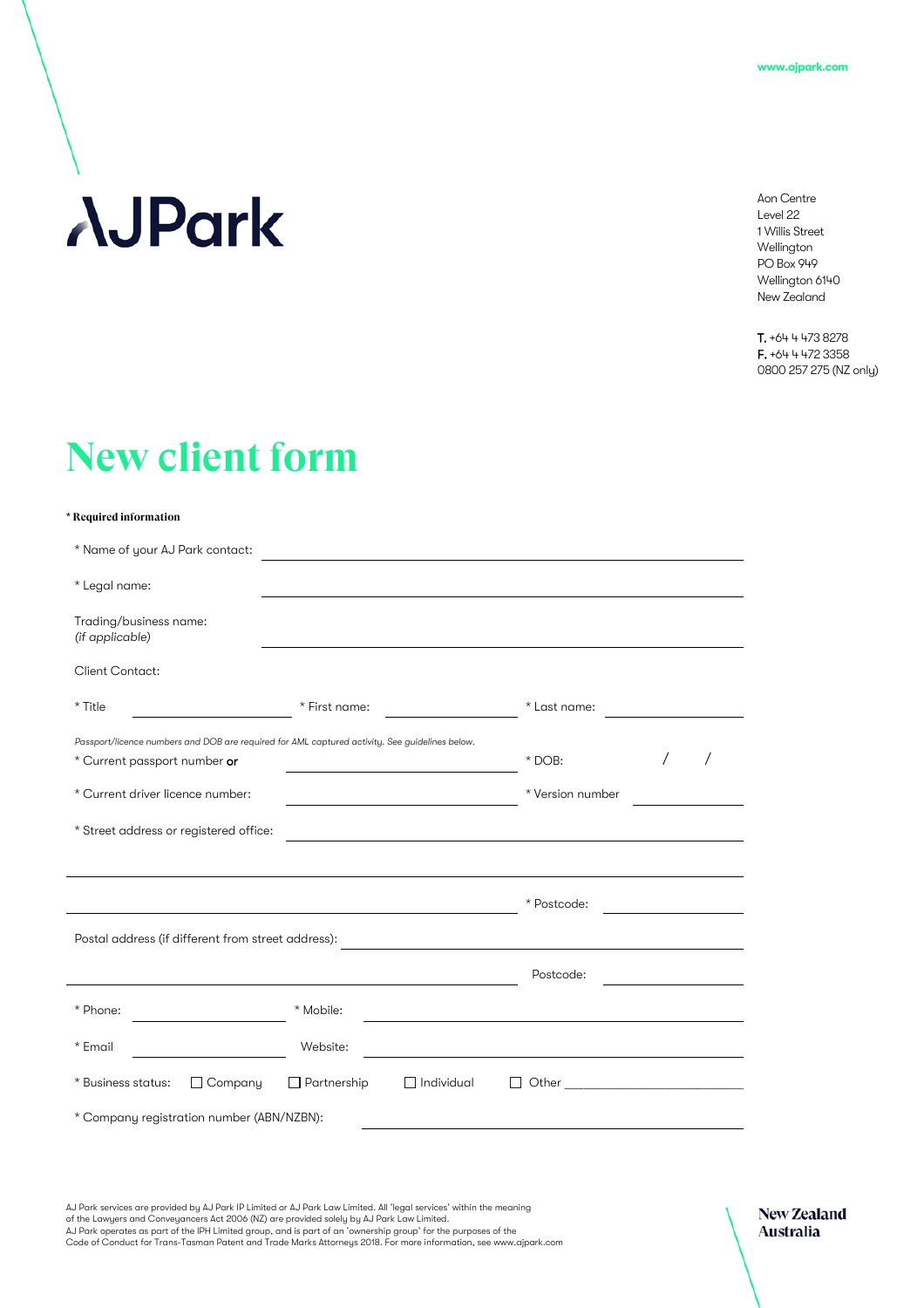www.ajpark.com

AJPark

Aon Centre
Level 22
1 Willis Street
Wellington
PO Box 949
Wellington 6140
New Zealand

**T.** +64 4 473 8278
**F.** +64 4 472 3358
0800 257 275 (NZ only)

# New client form

**\* Required information**

\* Name of your AJ Park contact: \_\_\_\_\_\_\_\_\_\_\_\_\_\_\_\_\_\_\_\_

\* Legal name: \_\_\_\_\_\_\_\_\_\_\_\_\_\_\_\_\_\_\_\_

Trading/business name:
*(if applicable)* \_\_\_\_\_\_\_\_\_\_\_\_\_\_\_\_\_\_\_\_

Client Contact:

\* Title \_\_\_\_\_\_\_\_\_\_ \* First name: \_\_\_\_\_\_\_\_\_\_ \* Last name: \_\_\_\_\_\_\_\_\_\_

*Passport/licence numbers and DOB are required for AML captured activity. See guidelines below.*

\* Current passport number **or** \_\_\_\_\_\_\_\_\_\_ \* DOB: \_\_\_ / \_\_\_ / \_\_\_

\* Current driver licence number: \_\_\_\_\_\_\_\_\_\_ \* Version number \_\_\_\_\_\_\_\_\_\_

\* Street address or registered office: \_\_\_\_\_\_\_\_\_\_\_\_\_\_\_\_\_\_\_\_

\_\_\_\_\_\_\_\_\_\_\_\_\_\_\_\_\_\_\_\_

\_\_\_\_\_\_\_\_\_\_\_\_\_\_\_\_\_\_\_\_ \* Postcode: \_\_\_\_\_\_\_\_\_\_

Postal address (if different from street address): \_\_\_\_\_\_\_\_\_\_\_\_\_\_\_\_\_\_\_\_

\_\_\_\_\_\_\_\_\_\_\_\_\_\_\_\_\_\_\_\_ Postcode: \_\_\_\_\_\_\_\_\_\_

\* Phone: \_\_\_\_\_\_\_\_\_\_ \* Mobile: \_\_\_\_\_\_\_\_\_\_

\* Email \_\_\_\_\_\_\_\_\_\_ Website: \_\_\_\_\_\_\_\_\_\_

\* Business status: ☐ Company ☐ Partnership ☐ Individual ☐ Other \_\_\_\_\_\_\_\_\_\_

\* Company registration number (ABN/NZBN): \_\_\_\_\_\_\_\_\_\_\_\_\_\_\_\_\_\_\_\_

AJ Park services are provided by AJ Park IP Limited or AJ Park Law Limited. All 'legal services' within the meaning of the Lawyers and Conveyancers Act 2006 (NZ) are provided solely by AJ Park Law Limited.
AJ Park operates as part of the IPH Limited group, and is part of an 'ownership group' for the purposes of the Code of Conduct for Trans-Tasman Patent and Trade Marks Attorneys 2018. For more information, see www.ajpark.com

**New Zealand**
**Australia**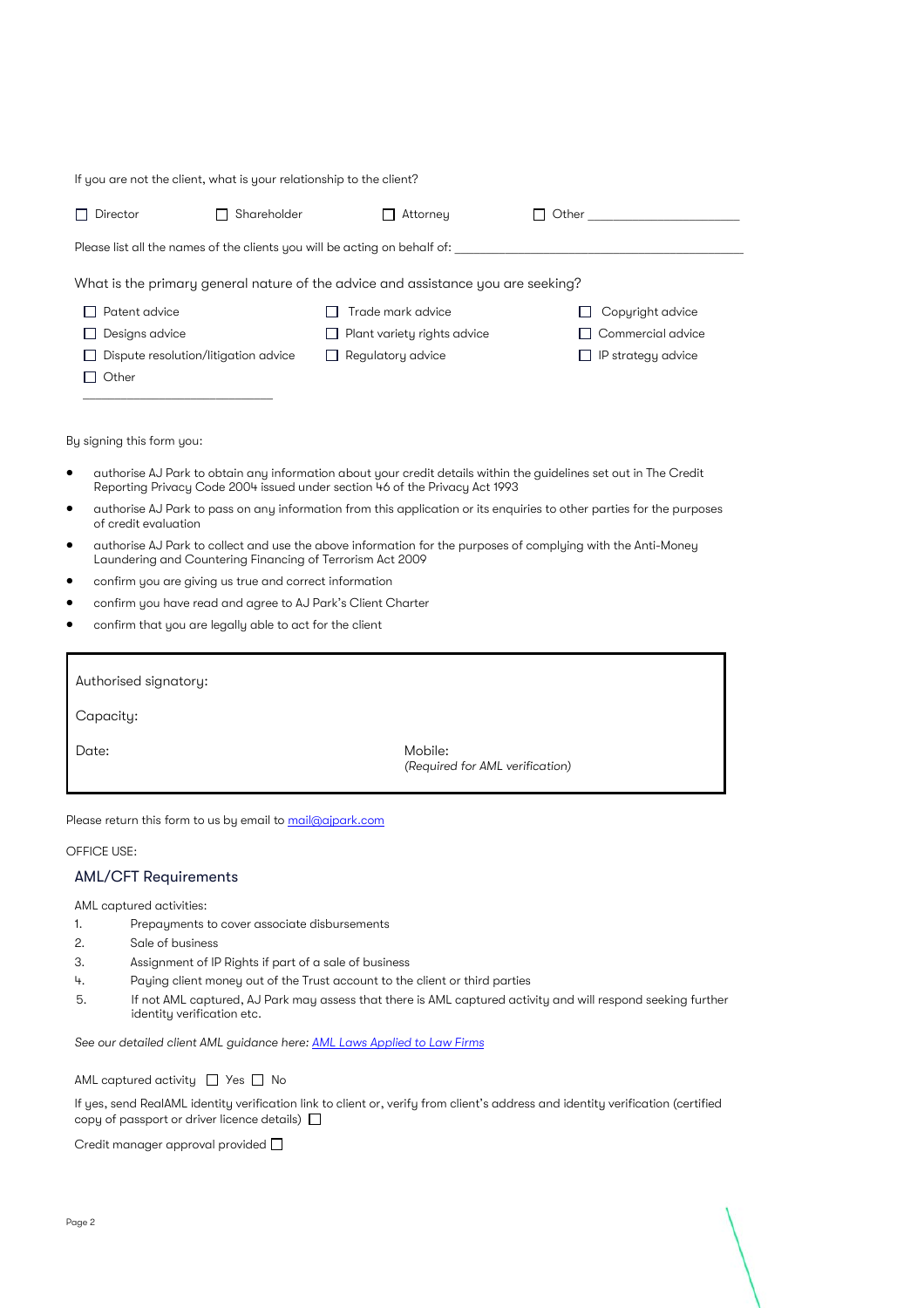If you are not the client, what is your relationship to the client?

☐ Director ☐ Shareholder ☐ Attorney ☐ Other ______________________

Please list all the names of the clients you will be acting on behalf of: ____________________________________________

What is the primary general nature of the advice and assistance you are seeking?

☐ Patent advice ☐ Trade mark advice ☐ Copyright advice
☐ Designs advice ☐ Plant variety rights advice ☐ Commercial advice
☐ Dispute resolution/litigation advice ☐ Regulatory advice ☐ IP strategy advice
☐ Other

____________________________

By signing this form you:

- authorise AJ Park to obtain any information about your credit details within the guidelines set out in The Credit Reporting Privacy Code 2004 issued under section 46 of the Privacy Act 1993
- authorise AJ Park to pass on any information from this application or its enquiries to other parties for the purposes of credit evaluation
- authorise AJ Park to collect and use the above information for the purposes of complying with the Anti-Money Laundering and Countering Financing of Terrorism Act 2009
- confirm you are giving us true and correct information
- confirm you have read and agree to AJ Park's Client Charter
- confirm that you are legally able to act for the client

| | |
|---|---|
| Authorised signatory: | |
| Capacity: | |
| Date: | Mobile: *(Required for AML verification)* |

Please return this form to us by email to mail@ajpark.com

OFFICE USE:

## AML/CFT Requirements

AML captured activities:

1. Prepayments to cover associate disbursements
2. Sale of business
3. Assignment of IP Rights if part of a sale of business
4. Paying client money out of the Trust account to the client or third parties
5. If not AML captured, AJ Park may assess that there is AML captured activity and will respond seeking further identity verification etc.

*See our detailed client AML guidance here: AML Laws Applied to Law Firms*

AML captured activity ☐ Yes ☐ No

If yes, send RealAML identity verification link to client or, verify from client's address and identity verification (certified copy of passport or driver licence details) ☐

Credit manager approval provided ☐